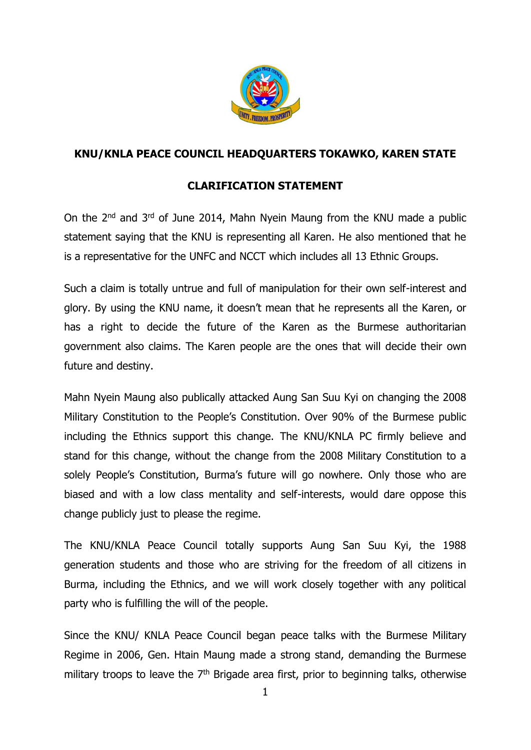## KNU/KNLA PEACE COUNCIL HEADQUARTERS TOKAWKO, KAREN STATE

## CLARIFICATION STATEMENT

On the 2nd and 3rd of June 2014, Mahn Nyein Maung from the KNU made a public statement saying that the KNU is representing all Karen. He also mentioned that he is a representative for the UNFC and NCCT which includes all 13 Ethnic Groups.

Such a claim is totally untrue and full of manipulation for their own self-interest and glory. By using the KNU name, it doesn't mean that he represents all the Karen, or has a right to decide the future of the Karen as the Burmese authoritarian government also claims. The Karen people are the ones that will decide their own future and destiny.

Mahn Nyein Maung also publically attacked Aung San Suu Kyi on changing the 2008 Military Constitution to the People's Constitution. Over 90% of the Burmese public including the Ethnics support this change. The KNU/KNLA PC firmly believe and stand for this change, without the change from the 2008 Military Constitution to a solely People's Constitution, Burma's future will go nowhere. Only those who are biased and with a low class mentality and self-interests, would dare oppose this change publicly just to please the regime.

The KNU/KNLA Peace Council totally supports Aung San Suu Kyi, the 1988 generation students and those who are striving for the freedom of all citizens in Burma, including the Ethnics, and we will work closely together with any political party who is fulfilling the will of the people.

Since the KNU/ KNLA Peace Council began peace talks with the Burmese Military Regime in 2006, Gen. Htain Maung made a strong stand, demanding the Burmese military troops to leave the 7th Brigade area first, prior to beginning talks, otherwise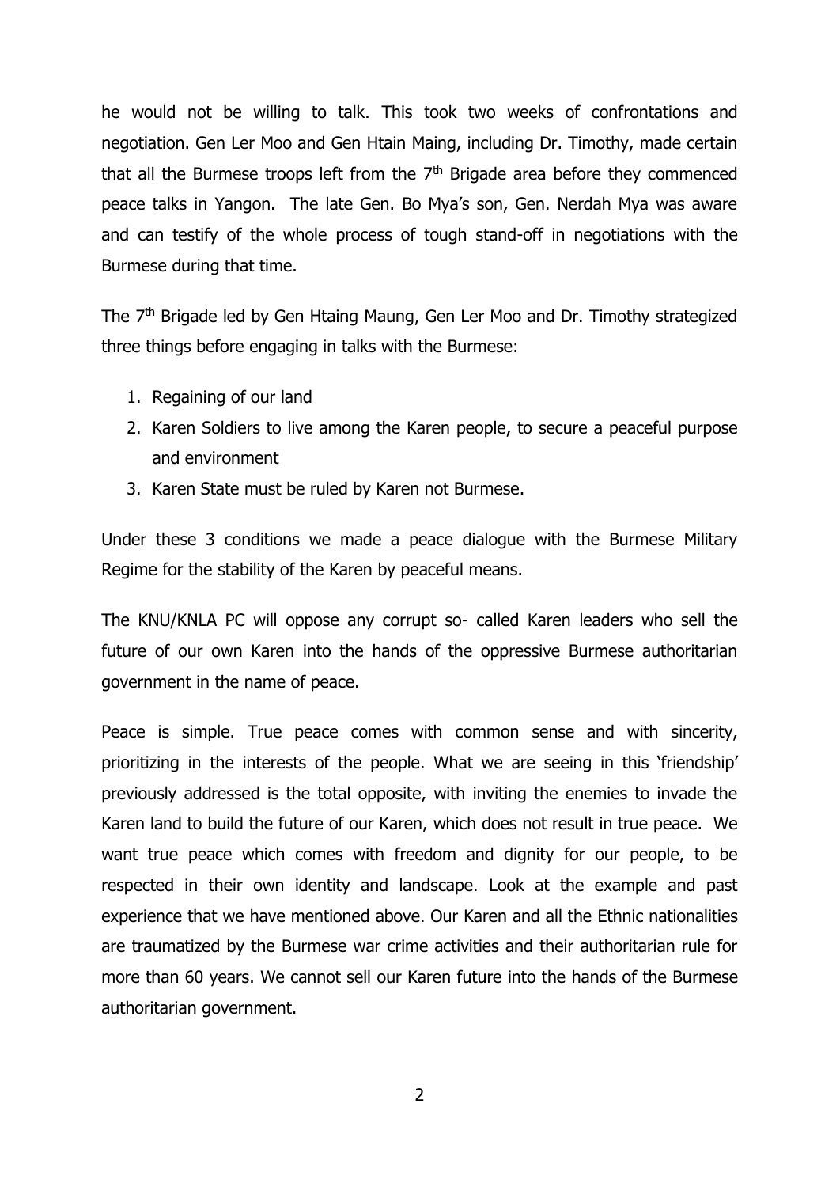he would not be willing to talk. This took two weeks of confrontations and negotiation. Gen Ler Moo and Gen Htain Maing, including Dr. Timothy, made certain that all the Burmese troops left from the 7th Brigade area before they commenced peace talks in Yangon. The late Gen. Bo Mya's son, Gen. Nerdah Mya was aware and can testify of the whole process of tough stand-off in negotiations with the Burmese during that time.

The 7th Brigade led by Gen Htaing Maung, Gen Ler Moo and Dr. Timothy strategized three things before engaging in talks with the Burmese:

1. Regaining of our land
2. Karen Soldiers to live among the Karen people, to secure a peaceful purpose and environment
3. Karen State must be ruled by Karen not Burmese.

Under these 3 conditions we made a peace dialogue with the Burmese Military Regime for the stability of the Karen by peaceful means.

The KNU/KNLA PC will oppose any corrupt so- called Karen leaders who sell the future of our own Karen into the hands of the oppressive Burmese authoritarian government in the name of peace.

Peace is simple. True peace comes with common sense and with sincerity, prioritizing in the interests of the people. What we are seeing in this 'friendship' previously addressed is the total opposite, with inviting the enemies to invade the Karen land to build the future of our Karen, which does not result in true peace. We want true peace which comes with freedom and dignity for our people, to be respected in their own identity and landscape. Look at the example and past experience that we have mentioned above. Our Karen and all the Ethnic nationalities are traumatized by the Burmese war crime activities and their authoritarian rule for more than 60 years. We cannot sell our Karen future into the hands of the Burmese authoritarian government.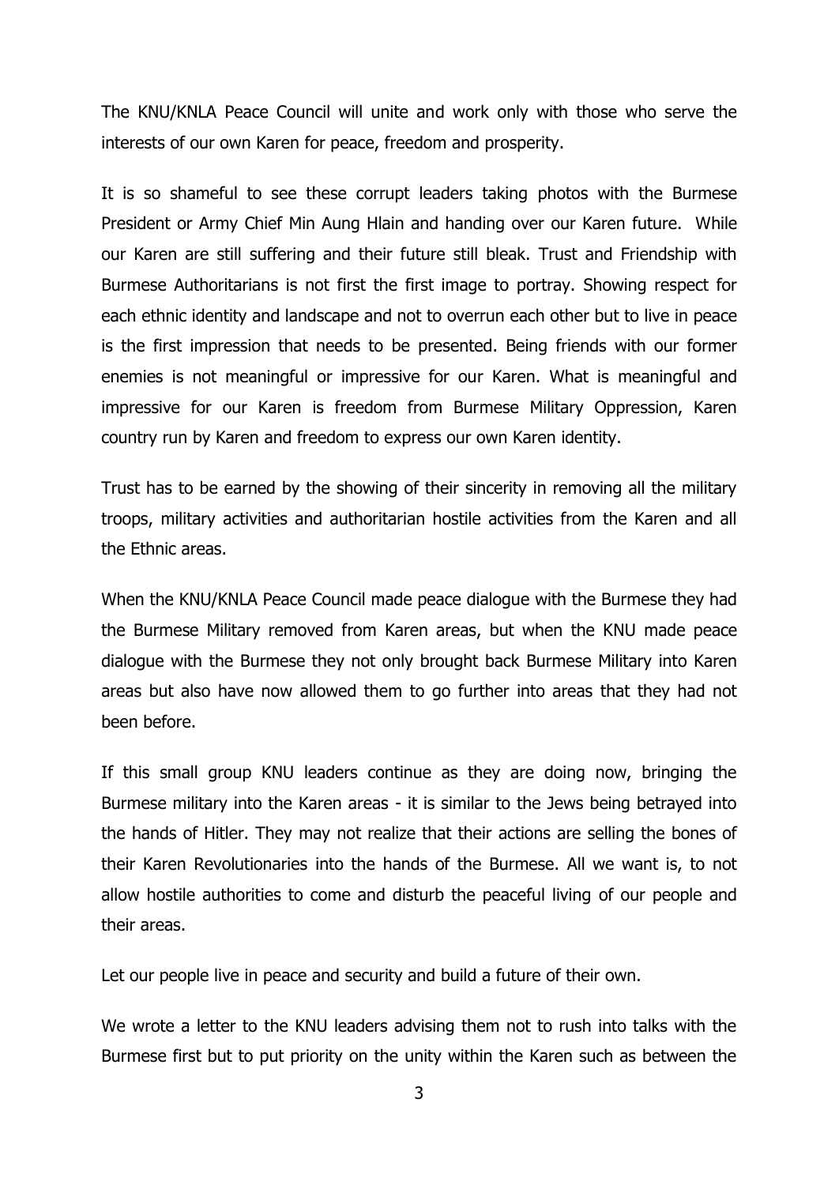The KNU/KNLA Peace Council will unite and work only with those who serve the interests of our own Karen for peace, freedom and prosperity.

It is so shameful to see these corrupt leaders taking photos with the Burmese President or Army Chief Min Aung Hlain and handing over our Karen future. While our Karen are still suffering and their future still bleak. Trust and Friendship with Burmese Authoritarians is not first the first image to portray. Showing respect for each ethnic identity and landscape and not to overrun each other but to live in peace is the first impression that needs to be presented. Being friends with our former enemies is not meaningful or impressive for our Karen. What is meaningful and impressive for our Karen is freedom from Burmese Military Oppression, Karen country run by Karen and freedom to express our own Karen identity.

Trust has to be earned by the showing of their sincerity in removing all the military troops, military activities and authoritarian hostile activities from the Karen and all the Ethnic areas.

When the KNU/KNLA Peace Council made peace dialogue with the Burmese they had the Burmese Military removed from Karen areas, but when the KNU made peace dialogue with the Burmese they not only brought back Burmese Military into Karen areas but also have now allowed them to go further into areas that they had not been before.

If this small group KNU leaders continue as they are doing now, bringing the Burmese military into the Karen areas - it is similar to the Jews being betrayed into the hands of Hitler. They may not realize that their actions are selling the bones of their Karen Revolutionaries into the hands of the Burmese. All we want is, to not allow hostile authorities to come and disturb the peaceful living of our people and their areas.

Let our people live in peace and security and build a future of their own.

We wrote a letter to the KNU leaders advising them not to rush into talks with the Burmese first but to put priority on the unity within the Karen such as between the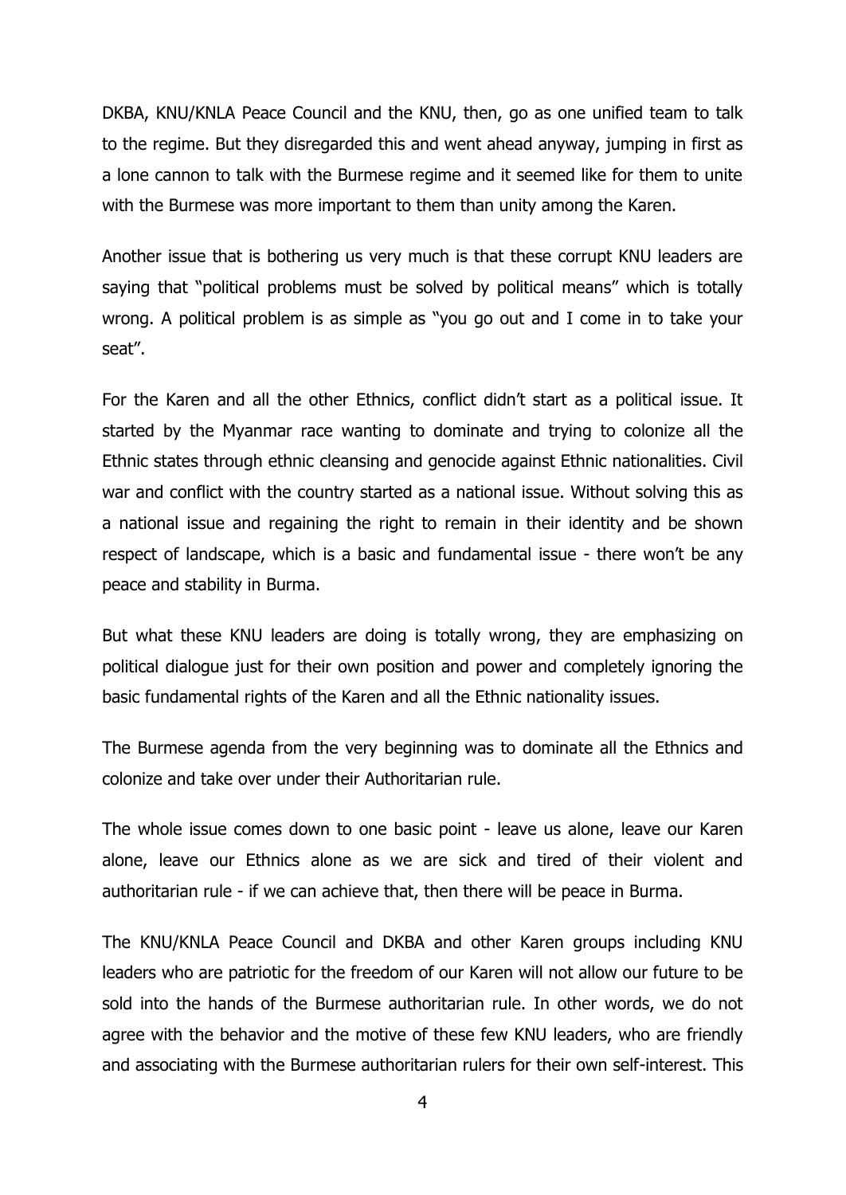DKBA, KNU/KNLA Peace Council and the KNU, then, go as one unified team to talk to the regime. But they disregarded this and went ahead anyway, jumping in first as a lone cannon to talk with the Burmese regime and it seemed like for them to unite with the Burmese was more important to them than unity among the Karen.

Another issue that is bothering us very much is that these corrupt KNU leaders are saying that "political problems must be solved by political means" which is totally wrong. A political problem is as simple as "you go out and I come in to take your seat".

For the Karen and all the other Ethnics, conflict didn't start as a political issue. It started by the Myanmar race wanting to dominate and trying to colonize all the Ethnic states through ethnic cleansing and genocide against Ethnic nationalities. Civil war and conflict with the country started as a national issue. Without solving this as a national issue and regaining the right to remain in their identity and be shown respect of landscape, which is a basic and fundamental issue - there won't be any peace and stability in Burma.

But what these KNU leaders are doing is totally wrong, they are emphasizing on political dialogue just for their own position and power and completely ignoring the basic fundamental rights of the Karen and all the Ethnic nationality issues.

The Burmese agenda from the very beginning was to dominate all the Ethnics and colonize and take over under their Authoritarian rule.

The whole issue comes down to one basic point - leave us alone, leave our Karen alone, leave our Ethnics alone as we are sick and tired of their violent and authoritarian rule - if we can achieve that, then there will be peace in Burma.

The KNU/KNLA Peace Council and DKBA and other Karen groups including KNU leaders who are patriotic for the freedom of our Karen will not allow our future to be sold into the hands of the Burmese authoritarian rule. In other words, we do not agree with the behavior and the motive of these few KNU leaders, who are friendly and associating with the Burmese authoritarian rulers for their own self-interest. This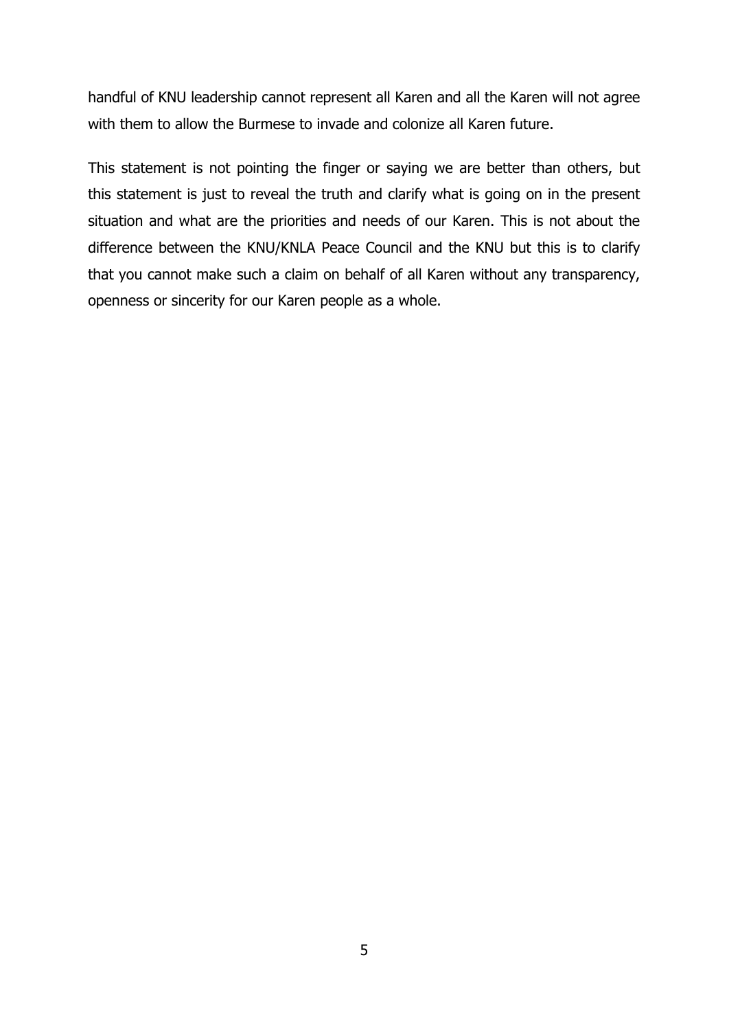handful of KNU leadership cannot represent all Karen and all the Karen will not agree with them to allow the Burmese to invade and colonize all Karen future.

This statement is not pointing the finger or saying we are better than others, but this statement is just to reveal the truth and clarify what is going on in the present situation and what are the priorities and needs of our Karen. This is not about the difference between the KNU/KNLA Peace Council and the KNU but this is to clarify that you cannot make such a claim on behalf of all Karen without any transparency, openness or sincerity for our Karen people as a whole.